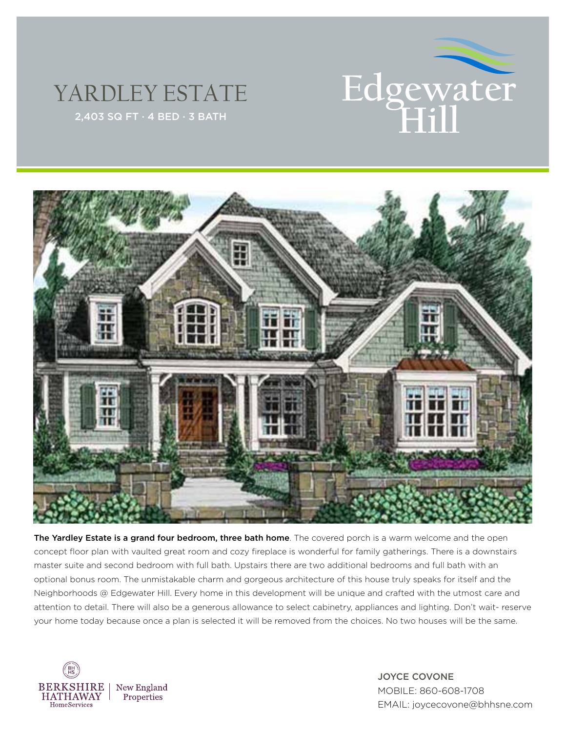# YARDLEY ESTATE

2,403 SQ FT · 4 BED · 3 BATH

Edgewater Hill

**The Yardley Estate is a grand four bedroom, three bath home**. The covered porch is a warm welcome and the open concept floor plan with vaulted great room and cozy fireplace is wonderful for family gatherings. There is a downstairs master suite and second bedroom with full bath. Upstairs there are two additional bedrooms and full bath with an optional bonus room. The unmistakable charm and gorgeous architecture of this house truly speaks for itself and the Neighborhoods @ Edgewater Hill. Every home in this development will be unique and crafted with the utmost care and attention to detail. There will also be a generous allowance to select cabinetry, appliances and lighting. Don't wait- reserve your home today because once a plan is selected it will be removed from the choices. No two houses will be the same.

BERKSHIRE HATHAWAY HomeServices | New England Properties

JOYCE COVONE
MOBILE: 860-608-1708
EMAIL: joycecovone@bhhsne.com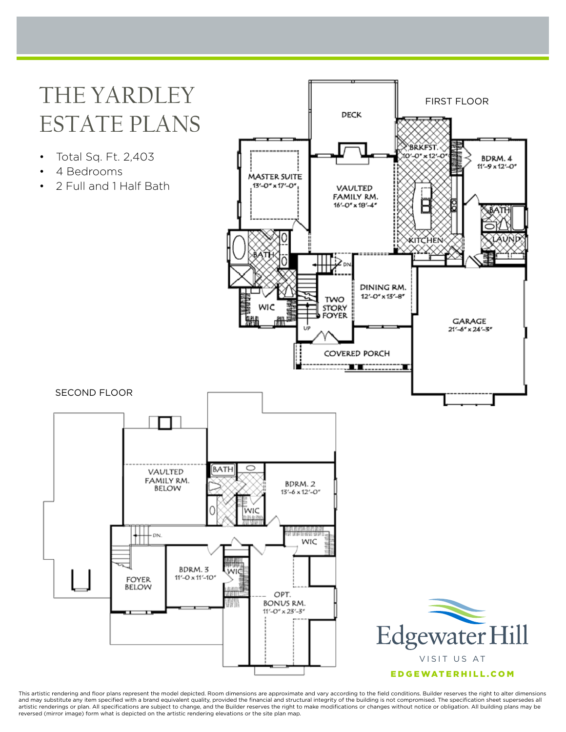# THE YARDLEY ESTATE PLANS

- Total Sq. Ft. 2,403
- 4 Bedrooms
- 2 Full and 1 Half Bath

FIRST FLOOR

DECK

MASTER SUITE
13'-0" x 17'-0"

VAULTED FAMILY RM.
16'-0" x 18'-4"

BRKFST.
10'-0" x 12'-0"

BDRM. 4
11'-9 x 12'-0"

BATH

KITCHEN

LAUND.

BATH

WIC

DN.

TWO STORY FOYER

UP

DINING RM.
12'-0" x 13'-8"

GARAGE
21'-6" x 24'-3"

COVERED PORCH

SECOND FLOOR

VAULTED FAMILY RM. BELOW

BATH

WIC

BDRM. 2
13'-6 x 12'-0"

WIC

DN.

FOYER BELOW

BDRM. 3
11'-0 x 11'-10"

WIC

OPT. BONUS RM.
11'-0" x 23'-3"

Edgewater Hill

VISIT US AT

EDGEWATERHILL.COM

This artistic rendering and floor plans represent the model depicted. Room dimensions are approximate and vary according to the field conditions. Builder reserves the right to alter dimensions and may substitute any item specified with a brand equivalent quality, provided the financial and structural integrity of the building is not compromised. The specification sheet supersedes all artistic renderings or plan. All specifications are subject to change, and the Builder reserves the right to make modifications or changes without notice or obligation. All building plans may be reversed (mirror image) form what is depicted on the artistic rendering elevations or the site plan map.